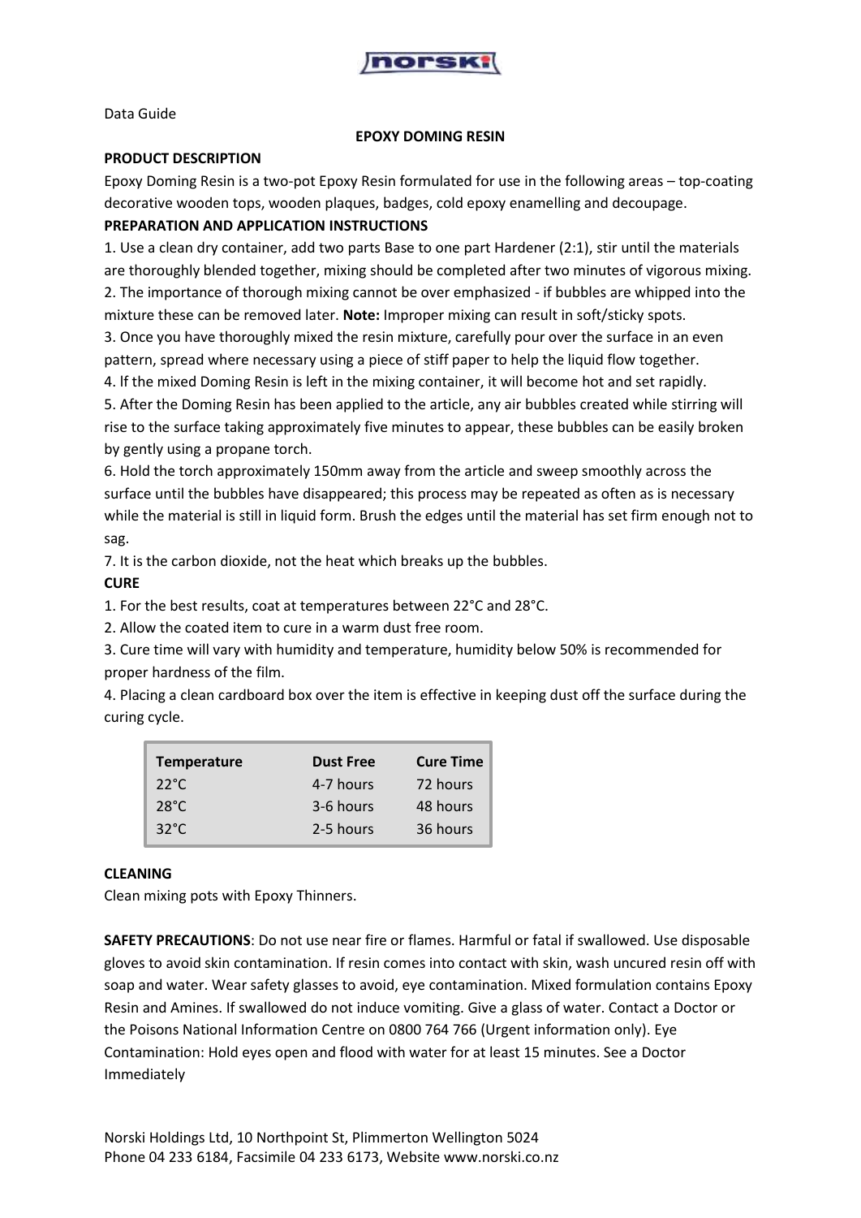Data Guide

## EPOXY DOMING RESIN

### PRODUCT DESCRIPTION

Epoxy Doming Resin is a two-pot Epoxy Resin formulated for use in the following areas – top-coating decorative wooden tops, wooden plaques, badges, cold epoxy enamelling and decoupage.

### PREPARATION AND APPLICATION INSTRUCTIONS

1. Use a clean dry container, add two parts Base to one part Hardener (2:1), stir until the materials are thoroughly blended together, mixing should be completed after two minutes of vigorous mixing.
2. The importance of thorough mixing cannot be over emphasized - if bubbles are whipped into the mixture these can be removed later. **Note:** Improper mixing can result in soft/sticky spots.
3. Once you have thoroughly mixed the resin mixture, carefully pour over the surface in an even pattern, spread where necessary using a piece of stiff paper to help the liquid flow together.
4. If the mixed Doming Resin is left in the mixing container, it will become hot and set rapidly.
5. After the Doming Resin has been applied to the article, any air bubbles created while stirring will rise to the surface taking approximately five minutes to appear, these bubbles can be easily broken by gently using a propane torch.
6. Hold the torch approximately 150mm away from the article and sweep smoothly across the surface until the bubbles have disappeared; this process may be repeated as often as is necessary while the material is still in liquid form. Brush the edges until the material has set firm enough not to sag.
7. It is the carbon dioxide, not the heat which breaks up the bubbles.

### CURE

1. For the best results, coat at temperatures between 22°C and 28°C.
2. Allow the coated item to cure in a warm dust free room.
3. Cure time will vary with humidity and temperature, humidity below 50% is recommended for proper hardness of the film.
4. Placing a clean cardboard box over the item is effective in keeping dust off the surface during the curing cycle.

| Temperature | Dust Free | Cure Time |
|---|---|---|
| 22°C | 4-7 hours | 72 hours |
| 28°C | 3-6 hours | 48 hours |
| 32°C | 2-5 hours | 36 hours |

### CLEANING

Clean mixing pots with Epoxy Thinners.

**SAFETY PRECAUTIONS**: Do not use near fire or flames. Harmful or fatal if swallowed. Use disposable gloves to avoid skin contamination. If resin comes into contact with skin, wash uncured resin off with soap and water. Wear safety glasses to avoid, eye contamination. Mixed formulation contains Epoxy Resin and Amines. If swallowed do not induce vomiting. Give a glass of water. Contact a Doctor or the Poisons National Information Centre on 0800 764 766 (Urgent information only). Eye Contamination: Hold eyes open and flood with water for at least 15 minutes. See a Doctor Immediately

Norski Holdings Ltd, 10 Northpoint St, Plimmerton Wellington 5024
Phone 04 233 6184, Facsimile 04 233 6173, Website www.norski.co.nz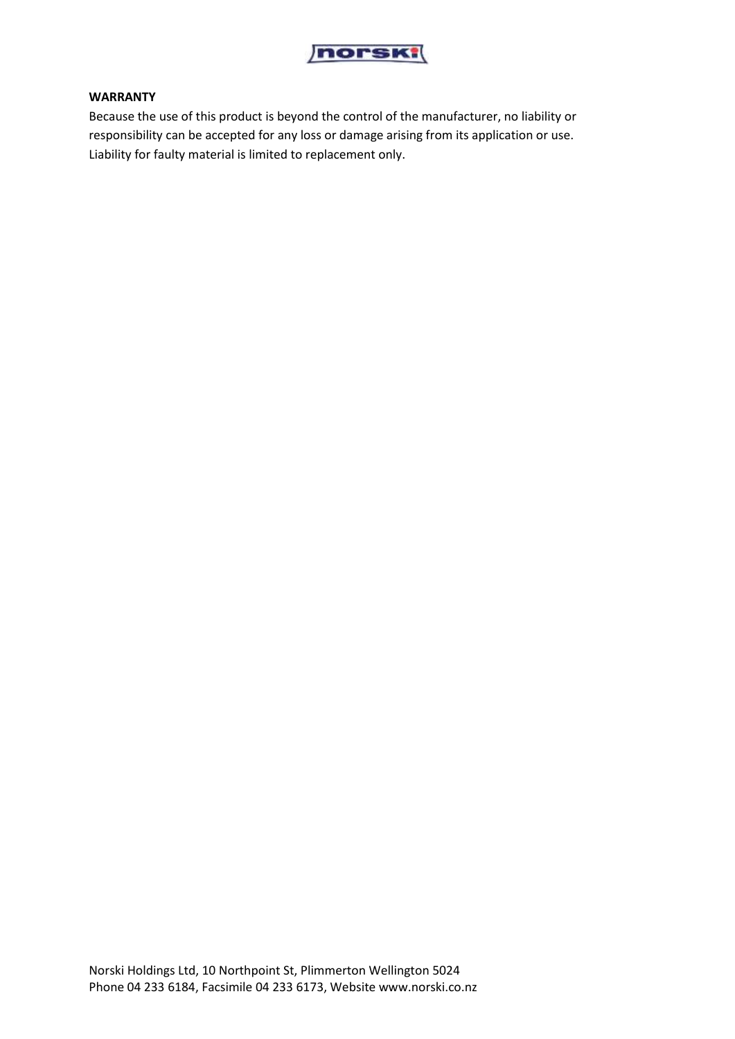**WARRANTY**

Because the use of this product is beyond the control of the manufacturer, no liability or responsibility can be accepted for any loss or damage arising from its application or use. Liability for faulty material is limited to replacement only.

Norski Holdings Ltd, 10 Northpoint St, Plimmerton Wellington 5024
Phone 04 233 6184, Facsimile 04 233 6173, Website www.norski.co.nz